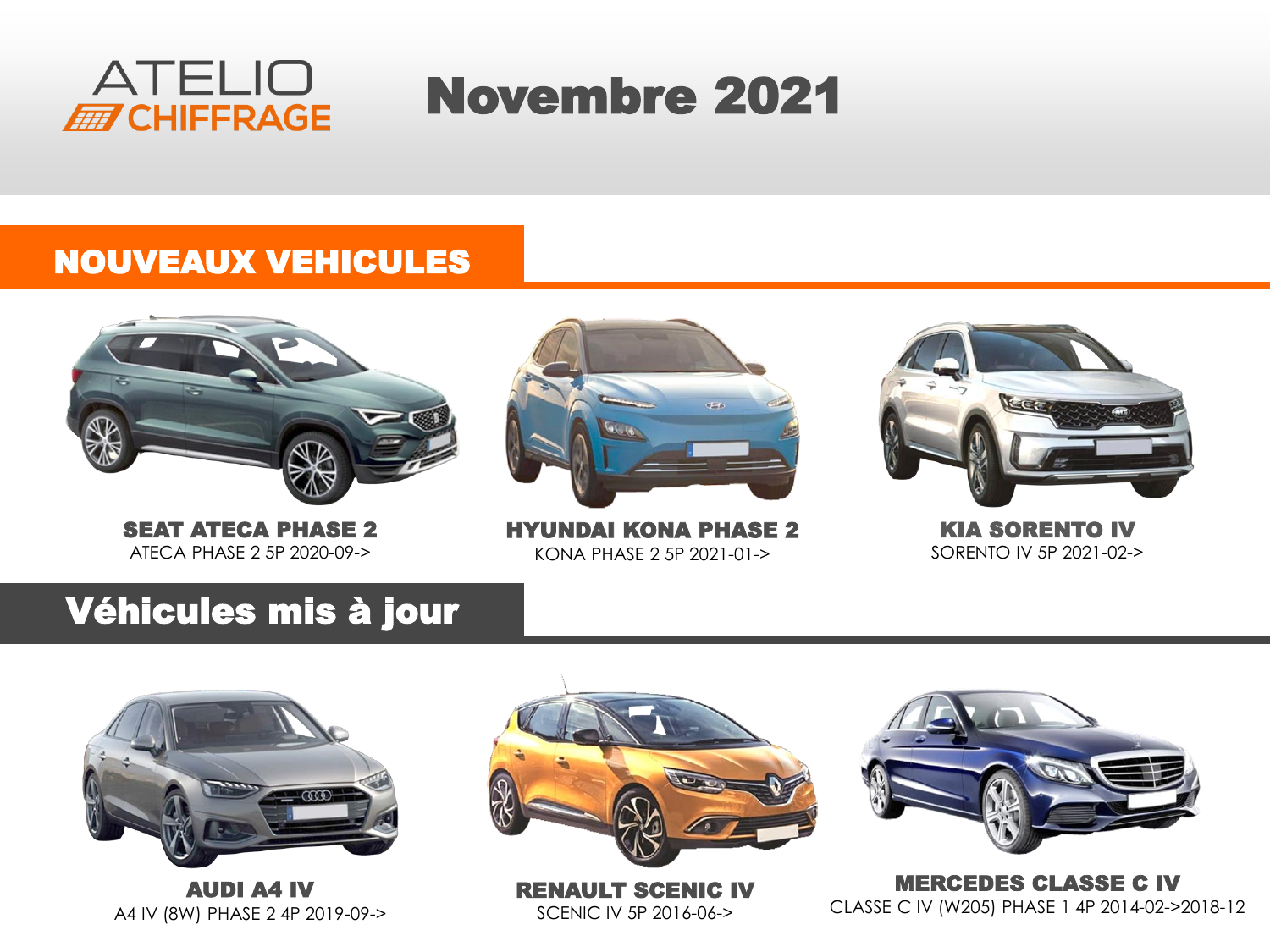ATELIO CHIFFRAGE

# Novembre 2021

## NOUVEAUX VEHICULES

**SEAT ATECA PHASE 2**
ATECA PHASE 2 5P 2020-09->

**HYUNDAI KONA PHASE 2**
KONA PHASE 2 5P 2021-01->

**KIA SORENTO IV**
SORENTO IV 5P 2021-02->

## Véhicules mis à jour

**AUDI A4 IV**
A4 IV (8W) PHASE 2 4P 2019-09->

**RENAULT SCENIC IV**
SCENIC IV 5P 2016-06->

**MERCEDES CLASSE C IV**
CLASSE C IV (W205) PHASE 1 4P 2014-02->2018-12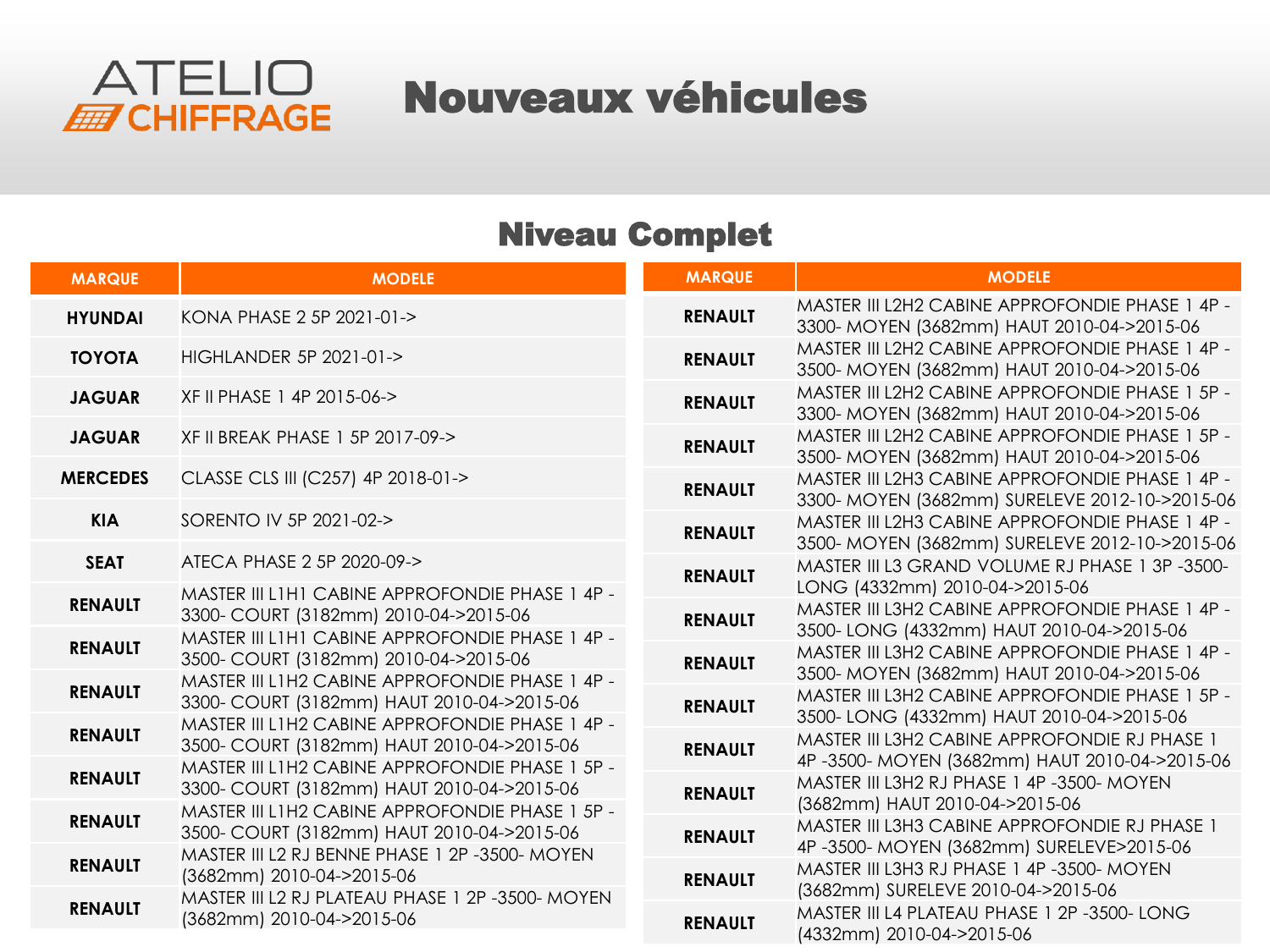ATELIO CHIFFRAGE

# Nouveaux véhicules

## Niveau Complet

| MARQUE | MODELE |
|---|---|
| HYUNDAI | KONA PHASE 2 5P 2021-01-> |
| TOYOTA | HIGHLANDER 5P 2021-01-> |
| JAGUAR | XF II PHASE 1 4P 2015-06-> |
| JAGUAR | XF II BREAK PHASE 1 5P 2017-09-> |
| MERCEDES | CLASSE CLS III (C257) 4P 2018-01-> |
| KIA | SORENTO IV 5P 2021-02-> |
| SEAT | ATECA PHASE 2 5P 2020-09-> |
| RENAULT | MASTER III L1H1 CABINE APPROFONDIE PHASE 1 4P -3300- COURT (3182mm) 2010-04->2015-06 |
| RENAULT | MASTER III L1H1 CABINE APPROFONDIE PHASE 1 4P -3500- COURT (3182mm) 2010-04->2015-06 |
| RENAULT | MASTER III L1H2 CABINE APPROFONDIE PHASE 1 4P -3300- COURT (3182mm) HAUT 2010-04->2015-06 |
| RENAULT | MASTER III L1H2 CABINE APPROFONDIE PHASE 1 4P -3500- COURT (3182mm) HAUT 2010-04->2015-06 |
| RENAULT | MASTER III L1H2 CABINE APPROFONDIE PHASE 1 5P -3300- COURT (3182mm) HAUT 2010-04->2015-06 |
| RENAULT | MASTER III L1H2 CABINE APPROFONDIE PHASE 1 5P -3500- COURT (3182mm) HAUT 2010-04->2015-06 |
| RENAULT | MASTER III L2 RJ BENNE PHASE 1 2P -3500- MOYEN (3682mm) 2010-04->2015-06 |
| RENAULT | MASTER III L2 RJ PLATEAU PHASE 1 2P -3500- MOYEN (3682mm) 2010-04->2015-06 |
| RENAULT | MASTER III L2H2 CABINE APPROFONDIE PHASE 1 4P -3300- MOYEN (3682mm) HAUT 2010-04->2015-06 |
| RENAULT | MASTER III L2H2 CABINE APPROFONDIE PHASE 1 4P -3500- MOYEN (3682mm) HAUT 2010-04->2015-06 |
| RENAULT | MASTER III L2H2 CABINE APPROFONDIE PHASE 1 5P -3300- MOYEN (3682mm) HAUT 2010-04->2015-06 |
| RENAULT | MASTER III L2H2 CABINE APPROFONDIE PHASE 1 5P -3500- MOYEN (3682mm) HAUT 2010-04->2015-06 |
| RENAULT | MASTER III L2H3 CABINE APPROFONDIE PHASE 1 4P -3300- MOYEN (3682mm) SURELEVE 2012-10->2015-06 |
| RENAULT | MASTER III L2H3 CABINE APPROFONDIE PHASE 1 4P -3500- MOYEN (3682mm) SURELEVE 2012-10->2015-06 |
| RENAULT | MASTER III L3 GRAND VOLUME RJ PHASE 1 3P -3500- LONG (4332mm) 2010-04->2015-06 |
| RENAULT | MASTER III L3H2 CABINE APPROFONDIE PHASE 1 4P -3500- LONG (4332mm) HAUT 2010-04->2015-06 |
| RENAULT | MASTER III L3H2 CABINE APPROFONDIE PHASE 1 4P -3500- MOYEN (3682mm) HAUT 2010-04->2015-06 |
| RENAULT | MASTER III L3H2 CABINE APPROFONDIE PHASE 1 5P -3500- LONG (4332mm) HAUT 2010-04->2015-06 |
| RENAULT | MASTER III L3H2 CABINE APPROFONDIE RJ PHASE 1 4P -3500- MOYEN (3682mm) HAUT 2010-04->2015-06 |
| RENAULT | MASTER III L3H2 RJ PHASE 1 4P -3500- MOYEN (3682mm) HAUT 2010-04->2015-06 |
| RENAULT | MASTER III L3H3 CABINE APPROFONDIE RJ PHASE 1 4P -3500- MOYEN (3682mm) SURELEVE>2015-06 |
| RENAULT | MASTER III L3H3 RJ PHASE 1 4P -3500- MOYEN (3682mm) SURELEVE 2010-04->2015-06 |
| RENAULT | MASTER III L4 PLATEAU PHASE 1 2P -3500- LONG (4332mm) 2010-04->2015-06 |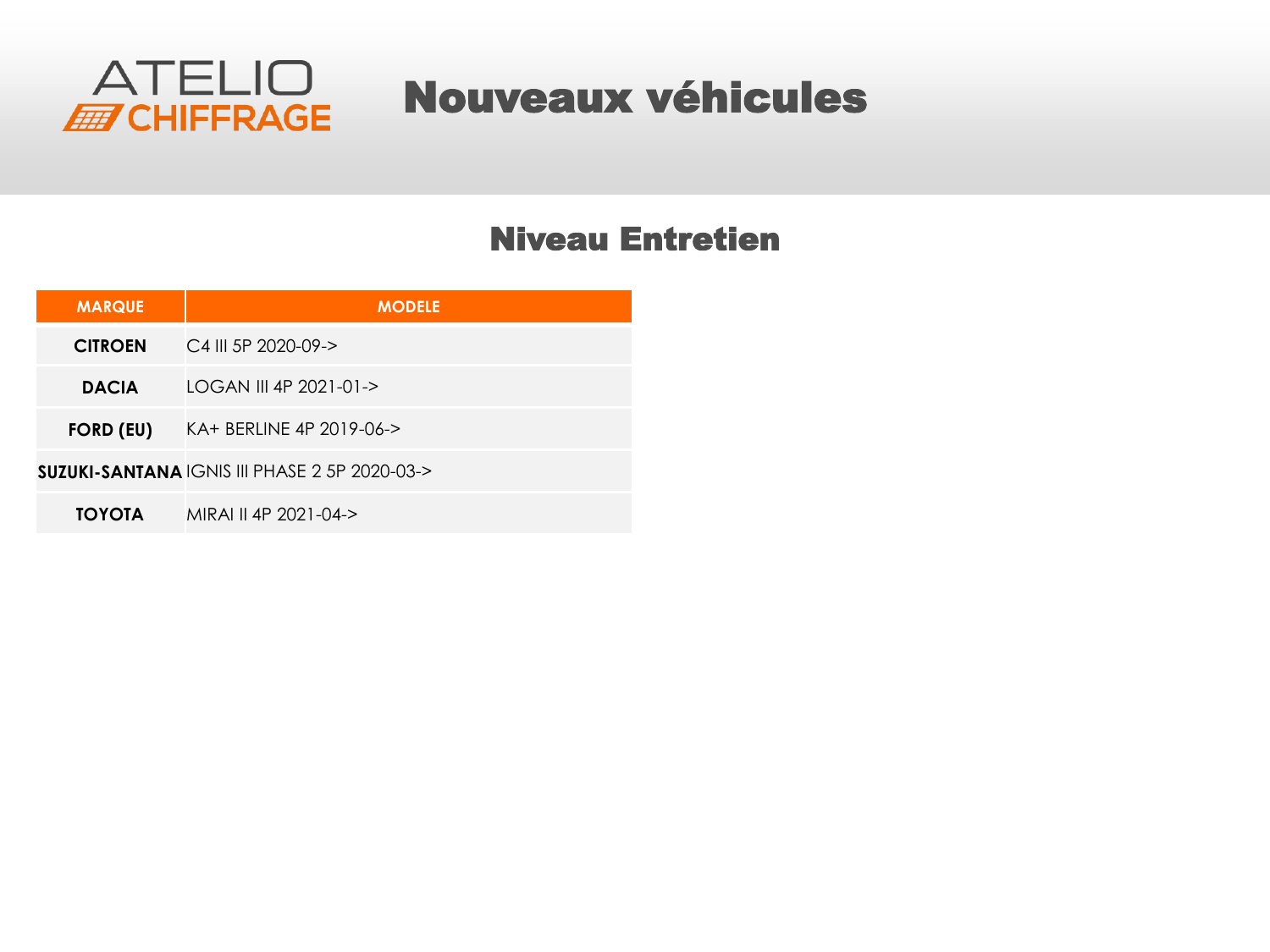ATELIO CHIFFRAGE

# Nouveaux véhicules

## Niveau Entretien

| MARQUE | MODELE |
|---|---|
| **CITROEN** | C4 III 5P 2020-09-> |
| **DACIA** | LOGAN III 4P 2021-01-> |
| **FORD (EU)** | KA+ BERLINE 4P 2019-06-> |
| **SUZUKI-SANTANA** | IGNIS III PHASE 2 5P 2020-03-> |
| **TOYOTA** | MIRAI II 4P 2021-04-> |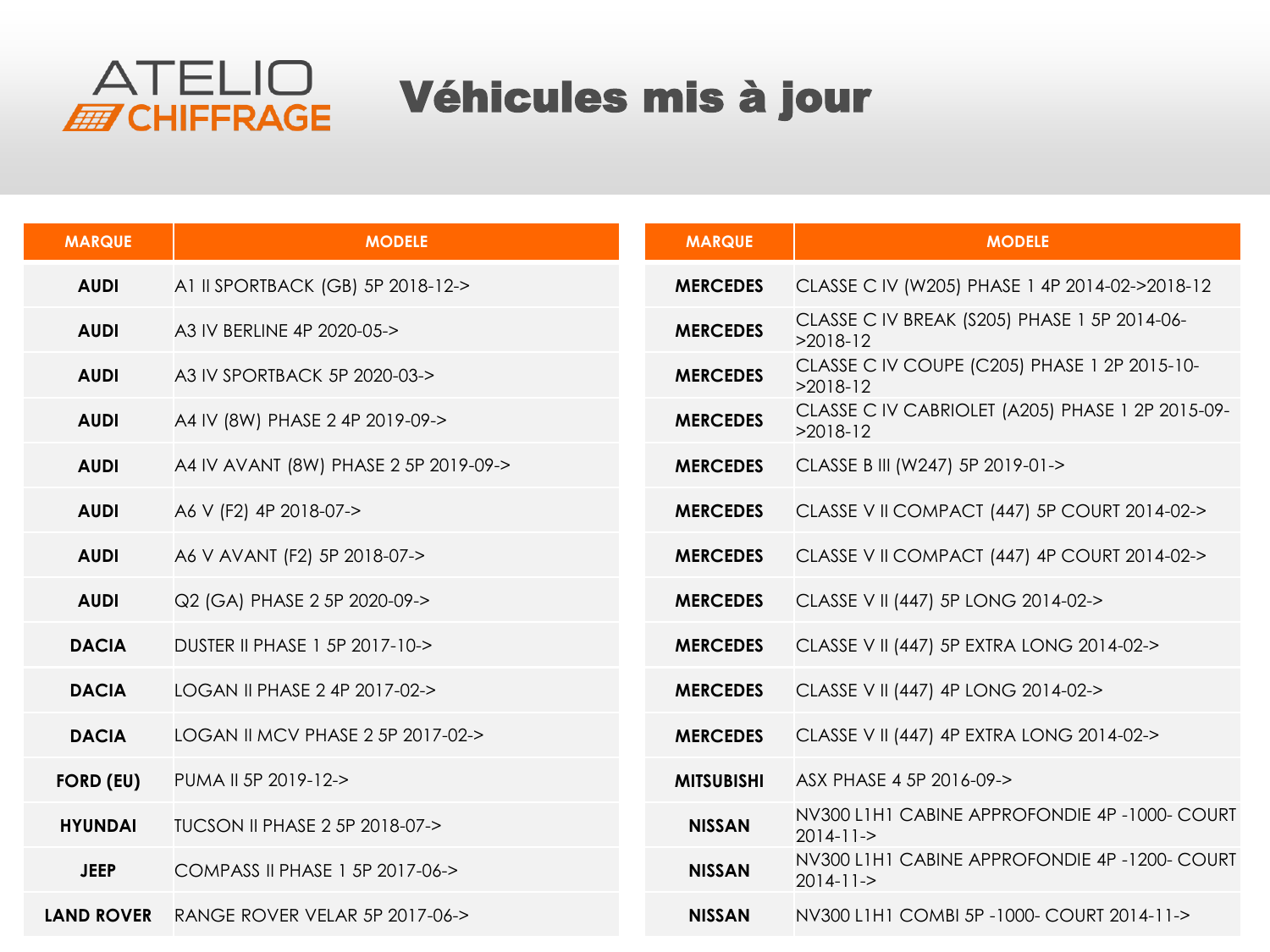ATELIO CHIFFRAGE

# Véhicules mis à jour

| MARQUE | MODELE |
|---|---|
| AUDI | A1 II SPORTBACK (GB) 5P 2018-12-> |
| AUDI | A3 IV BERLINE 4P 2020-05-> |
| AUDI | A3 IV SPORTBACK 5P 2020-03-> |
| AUDI | A4 IV (8W) PHASE 2 4P 2019-09-> |
| AUDI | A4 IV AVANT (8W) PHASE 2 5P 2019-09-> |
| AUDI | A6 V (F2) 4P 2018-07-> |
| AUDI | A6 V AVANT (F2) 5P 2018-07-> |
| AUDI | Q2 (GA) PHASE 2 5P 2020-09-> |
| DACIA | DUSTER II PHASE 1 5P 2017-10-> |
| DACIA | LOGAN II PHASE 2 4P 2017-02-> |
| DACIA | LOGAN II MCV PHASE 2 5P 2017-02-> |
| FORD (EU) | PUMA II 5P 2019-12-> |
| HYUNDAI | TUCSON II PHASE 2 5P 2018-07-> |
| JEEP | COMPASS II PHASE 1 5P 2017-06-> |
| LAND ROVER | RANGE ROVER VELAR 5P 2017-06-> |
| MERCEDES | CLASSE C IV (W205) PHASE 1 4P 2014-02->2018-12 |
| MERCEDES | CLASSE C IV BREAK (S205) PHASE 1 5P 2014-06->2018-12 |
| MERCEDES | CLASSE C IV COUPE (C205) PHASE 1 2P 2015-10->2018-12 |
| MERCEDES | CLASSE C IV CABRIOLET (A205) PHASE 1 2P 2015-09->2018-12 |
| MERCEDES | CLASSE B III (W247) 5P 2019-01-> |
| MERCEDES | CLASSE V II COMPACT (447) 5P COURT 2014-02-> |
| MERCEDES | CLASSE V II COMPACT (447) 4P COURT 2014-02-> |
| MERCEDES | CLASSE V II (447) 5P LONG 2014-02-> |
| MERCEDES | CLASSE V II (447) 5P EXTRA LONG 2014-02-> |
| MERCEDES | CLASSE V II (447) 4P LONG 2014-02-> |
| MERCEDES | CLASSE V II (447) 4P EXTRA LONG 2014-02-> |
| MITSUBISHI | ASX PHASE 4 5P 2016-09-> |
| NISSAN | NV300 L1H1 CABINE APPROFONDIE 4P -1000- COURT 2014-11-> |
| NISSAN | NV300 L1H1 CABINE APPROFONDIE 4P -1200- COURT 2014-11-> |
| NISSAN | NV300 L1H1 COMBI 5P -1000- COURT 2014-11-> |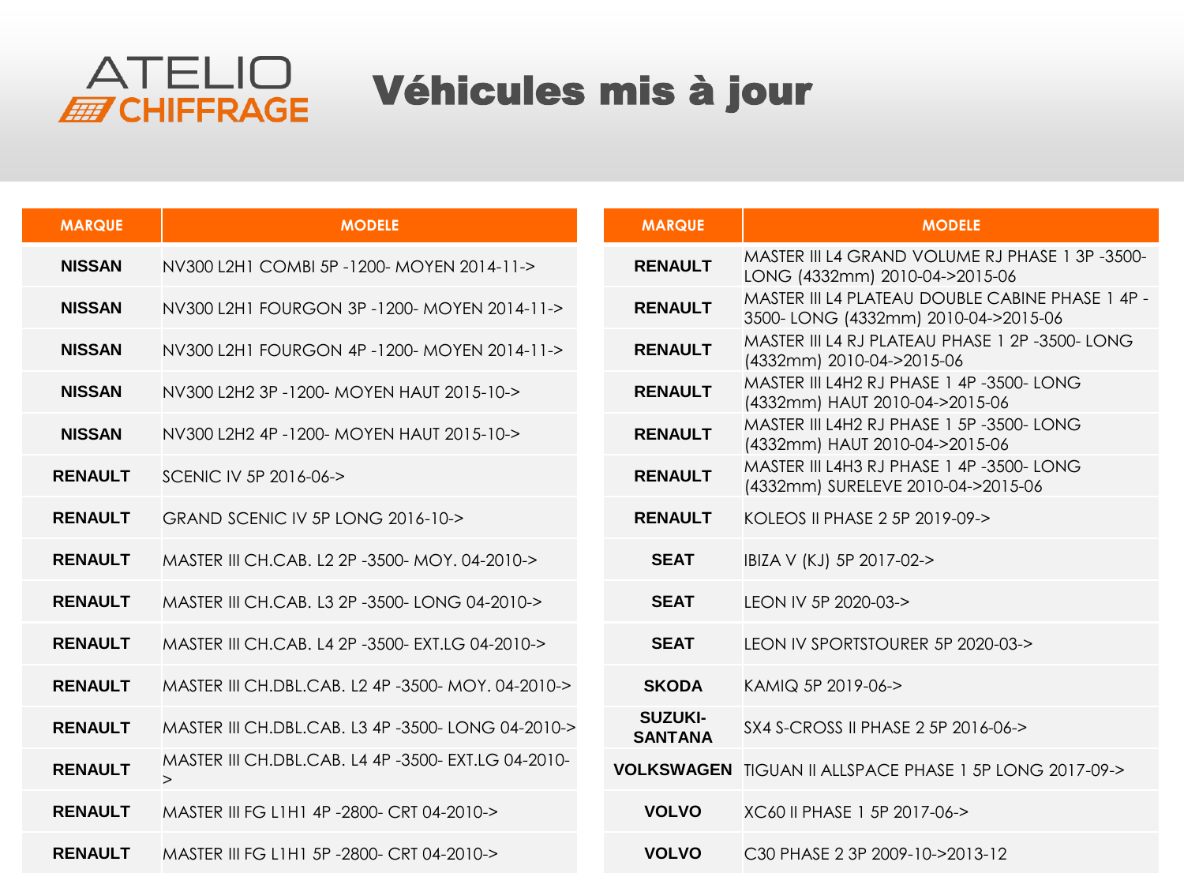ATELIO CHIFFRAGE

# Véhicules mis à jour

| MARQUE | MODELE |
|---|---|
| NISSAN | NV300 L2H1 COMBI 5P -1200- MOYEN 2014-11-> |
| NISSAN | NV300 L2H1 FOURGON 3P -1200- MOYEN 2014-11-> |
| NISSAN | NV300 L2H1 FOURGON 4P -1200- MOYEN 2014-11-> |
| NISSAN | NV300 L2H2 3P -1200- MOYEN HAUT 2015-10-> |
| NISSAN | NV300 L2H2 4P -1200- MOYEN HAUT 2015-10-> |
| RENAULT | SCENIC IV 5P 2016-06-> |
| RENAULT | GRAND SCENIC IV 5P LONG 2016-10-> |
| RENAULT | MASTER III CH.CAB. L2 2P -3500- MOY. 04-2010-> |
| RENAULT | MASTER III CH.CAB. L3 2P -3500- LONG 04-2010-> |
| RENAULT | MASTER III CH.CAB. L4 2P -3500- EXT.LG 04-2010-> |
| RENAULT | MASTER III CH.DBL.CAB. L2 4P -3500- MOY. 04-2010-> |
| RENAULT | MASTER III CH.DBL.CAB. L3 4P -3500- LONG 04-2010-> |
| RENAULT | MASTER III CH.DBL.CAB. L4 4P -3500- EXT.LG 04-2010-> |
| RENAULT | MASTER III FG L1H1 4P -2800- CRT 04-2010-> |
| RENAULT | MASTER III FG L1H1 5P -2800- CRT 04-2010-> |
| RENAULT | MASTER III L4 GRAND VOLUME RJ PHASE 1 3P -3500- LONG (4332mm) 2010-04->2015-06 |
| RENAULT | MASTER III L4 PLATEAU DOUBLE CABINE PHASE 1 4P -3500- LONG (4332mm) 2010-04->2015-06 |
| RENAULT | MASTER III L4 RJ PLATEAU PHASE 1 2P -3500- LONG (4332mm) 2010-04->2015-06 |
| RENAULT | MASTER III L4H2 RJ PHASE 1 4P -3500- LONG (4332mm) HAUT 2010-04->2015-06 |
| RENAULT | MASTER III L4H2 RJ PHASE 1 5P -3500- LONG (4332mm) HAUT 2010-04->2015-06 |
| RENAULT | MASTER III L4H3 RJ PHASE 1 4P -3500- LONG (4332mm) SURELEVE 2010-04->2015-06 |
| RENAULT | KOLEOS II PHASE 2 5P 2019-09-> |
| SEAT | IBIZA V (KJ) 5P 2017-02-> |
| SEAT | LEON IV 5P 2020-03-> |
| SEAT | LEON IV SPORTSTOURER 5P 2020-03-> |
| SKODA | KAMIQ 5P 2019-06-> |
| SUZUKI-SANTANA | SX4 S-CROSS II PHASE 2 5P 2016-06-> |
| VOLKSWAGEN | TIGUAN II ALLSPACE PHASE 1 5P LONG 2017-09-> |
| VOLVO | XC60 II PHASE 1 5P 2017-06-> |
| VOLVO | C30 PHASE 2 3P 2009-10->2013-12 |